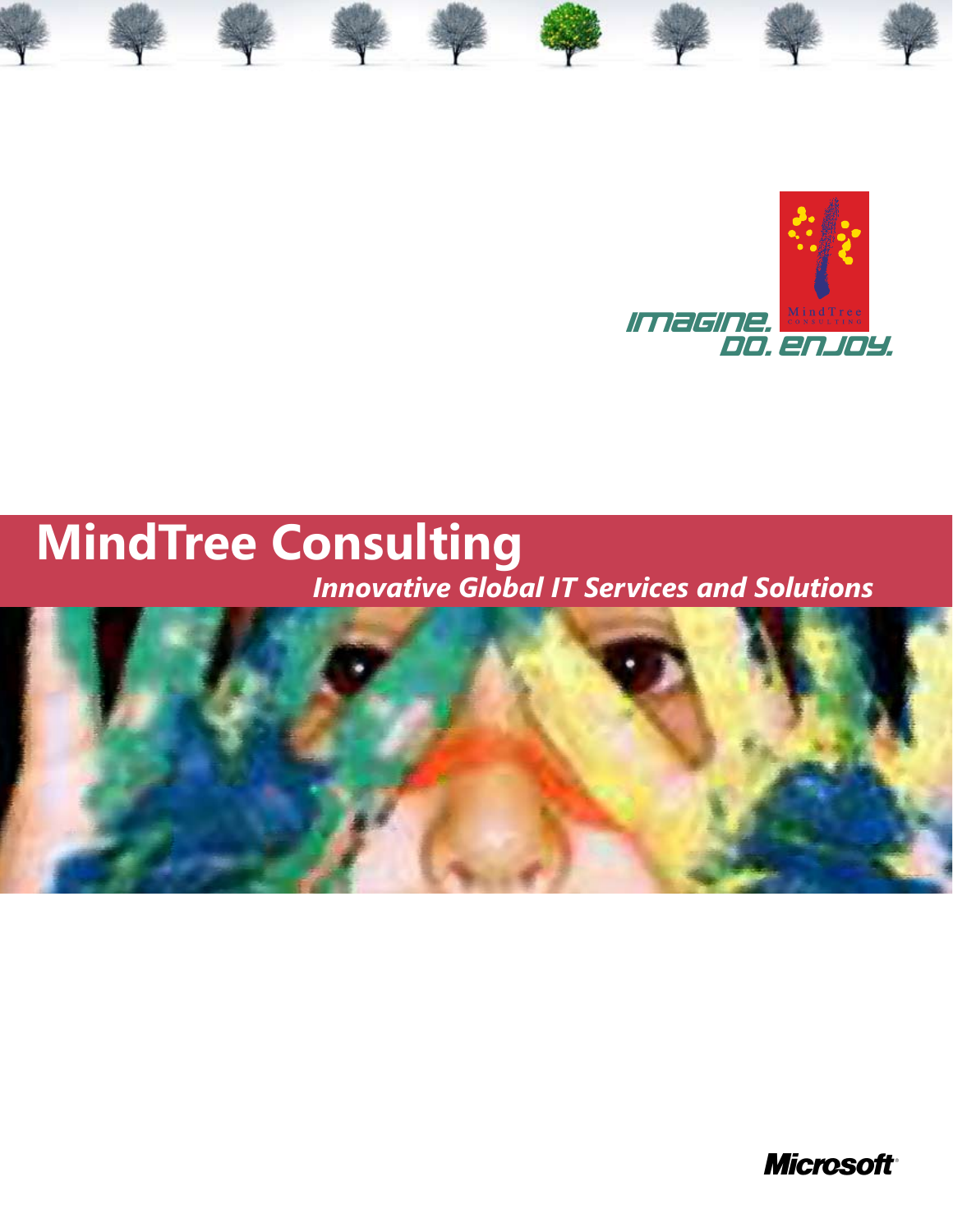IMAGINE. DO. ENJOY.

MindTree CONSULTING

# MindTree Consulting

*Innovative Global IT Services and Solutions*

Microsoft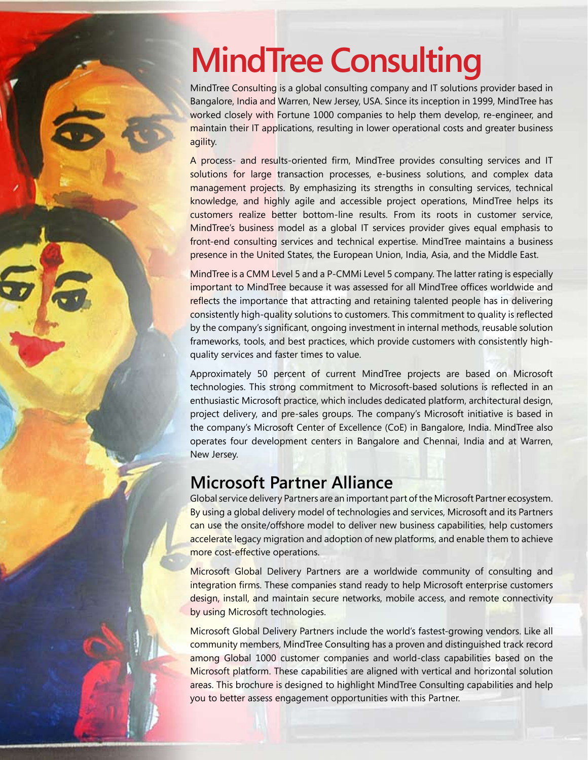# MindTree Consulting

MindTree Consulting is a global consulting company and IT solutions provider based in Bangalore, India and Warren, New Jersey, USA. Since its inception in 1999, MindTree has worked closely with Fortune 1000 companies to help them develop, re-engineer, and maintain their IT applications, resulting in lower operational costs and greater business agility.

A process- and results-oriented firm, MindTree provides consulting services and IT solutions for large transaction processes, e-business solutions, and complex data management projects. By emphasizing its strengths in consulting services, technical knowledge, and highly agile and accessible project operations, MindTree helps its customers realize better bottom-line results. From its roots in customer service, MindTree's business model as a global IT services provider gives equal emphasis to front-end consulting services and technical expertise. MindTree maintains a business presence in the United States, the European Union, India, Asia, and the Middle East.

MindTree is a CMM Level 5 and a P-CMMi Level 5 company. The latter rating is especially important to MindTree because it was assessed for all MindTree offices worldwide and reflects the importance that attracting and retaining talented people has in delivering consistently high-quality solutions to customers. This commitment to quality is reflected by the company's significant, ongoing investment in internal methods, reusable solution frameworks, tools, and best practices, which provide customers with consistently high-quality services and faster times to value.

Approximately 50 percent of current MindTree projects are based on Microsoft technologies. This strong commitment to Microsoft-based solutions is reflected in an enthusiastic Microsoft practice, which includes dedicated platform, architectural design, project delivery, and pre-sales groups. The company's Microsoft initiative is based in the company's Microsoft Center of Excellence (CoE) in Bangalore, India. MindTree also operates four development centers in Bangalore and Chennai, India and at Warren, New Jersey.

## Microsoft Partner Alliance

Global service delivery Partners are an important part of the Microsoft Partner ecosystem. By using a global delivery model of technologies and services, Microsoft and its Partners can use the onsite/offshore model to deliver new business capabilities, help customers accelerate legacy migration and adoption of new platforms, and enable them to achieve more cost-effective operations.

Microsoft Global Delivery Partners are a worldwide community of consulting and integration firms. These companies stand ready to help Microsoft enterprise customers design, install, and maintain secure networks, mobile access, and remote connectivity by using Microsoft technologies.

Microsoft Global Delivery Partners include the world's fastest-growing vendors. Like all community members, MindTree Consulting has a proven and distinguished track record among Global 1000 customer companies and world-class capabilities based on the Microsoft platform. These capabilities are aligned with vertical and horizontal solution areas. This brochure is designed to highlight MindTree Consulting capabilities and help you to better assess engagement opportunities with this Partner.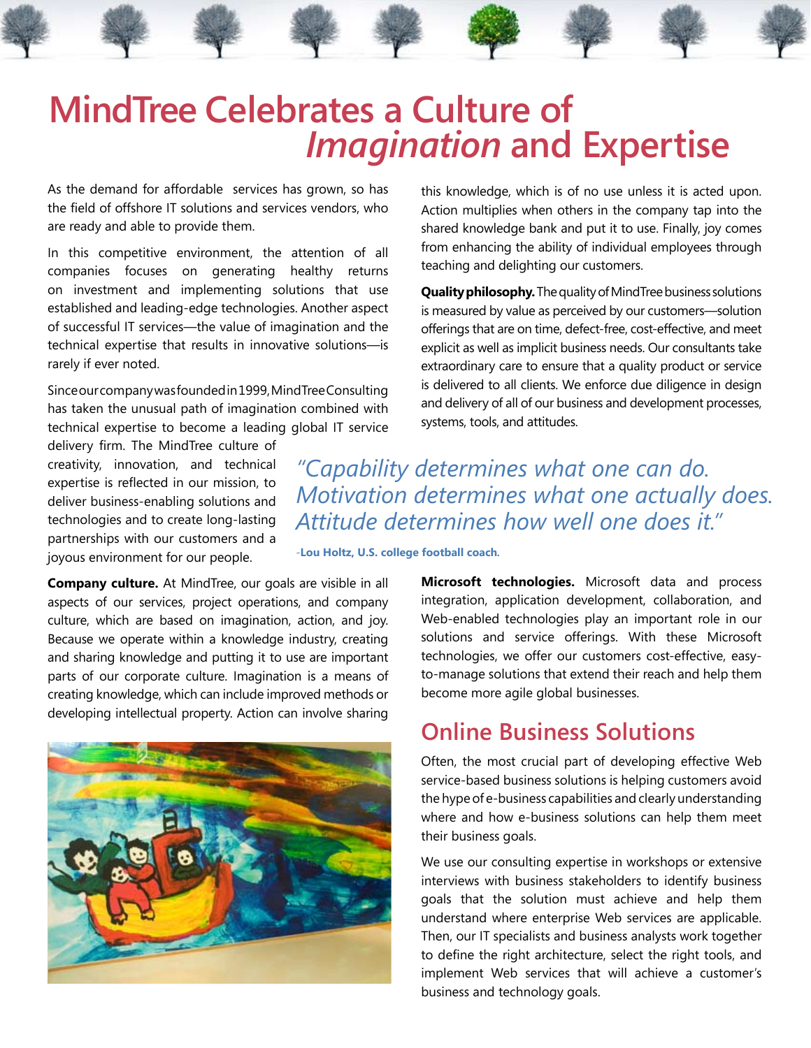# MindTree Celebrates a Culture of *Imagination* and Expertise

As the demand for affordable services has grown, so has the field of offshore IT solutions and services vendors, who are ready and able to provide them.

In this competitive environment, the attention of all companies focuses on generating healthy returns on investment and implementing solutions that use established and leading-edge technologies. Another aspect of successful IT services—the value of imagination and the technical expertise that results in innovative solutions—is rarely if ever noted.

Since our company was founded in 1999, MindTree Consulting has taken the unusual path of imagination combined with technical expertise to become a leading global IT service delivery firm. The MindTree culture of creativity, innovation, and technical expertise is reflected in our mission, to deliver business-enabling solutions and technologies and to create long-lasting partnerships with our customers and a joyous environment for our people.

**Company culture.** At MindTree, our goals are visible in all aspects of our services, project operations, and company culture, which are based on imagination, action, and joy. Because we operate within a knowledge industry, creating and sharing knowledge and putting it to use are important parts of our corporate culture. Imagination is a means of creating knowledge, which can include improved methods or developing intellectual property. Action can involve sharing this knowledge, which is of no use unless it is acted upon. Action multiplies when others in the company tap into the shared knowledge bank and put it to use. Finally, joy comes from enhancing the ability of individual employees through teaching and delighting our customers.

**Quality philosophy.** The quality of MindTree business solutions is measured by value as perceived by our customers—solution offerings that are on time, defect-free, cost-effective, and meet explicit as well as implicit business needs. Our consultants take extraordinary care to ensure that a quality product or service is delivered to all clients. We enforce due diligence in design and delivery of all of our business and development processes, systems, tools, and attitudes.

> *"Capability determines what one can do. Motivation determines what one actually does. Attitude determines how well one does it."*
>
> -**Lou Holtz, U.S. college football coach.**

**Microsoft technologies.** Microsoft data and process integration, application development, collaboration, and Web-enabled technologies play an important role in our solutions and service offerings. With these Microsoft technologies, we offer our customers cost-effective, easy-to-manage solutions that extend their reach and help them become more agile global businesses.

## Online Business Solutions

Often, the most crucial part of developing effective Web service-based business solutions is helping customers avoid the hype of e-business capabilities and clearly understanding where and how e-business solutions can help them meet their business goals.

We use our consulting expertise in workshops or extensive interviews with business stakeholders to identify business goals that the solution must achieve and help them understand where enterprise Web services are applicable. Then, our IT specialists and business analysts work together to define the right architecture, select the right tools, and implement Web services that will achieve a customer's business and technology goals.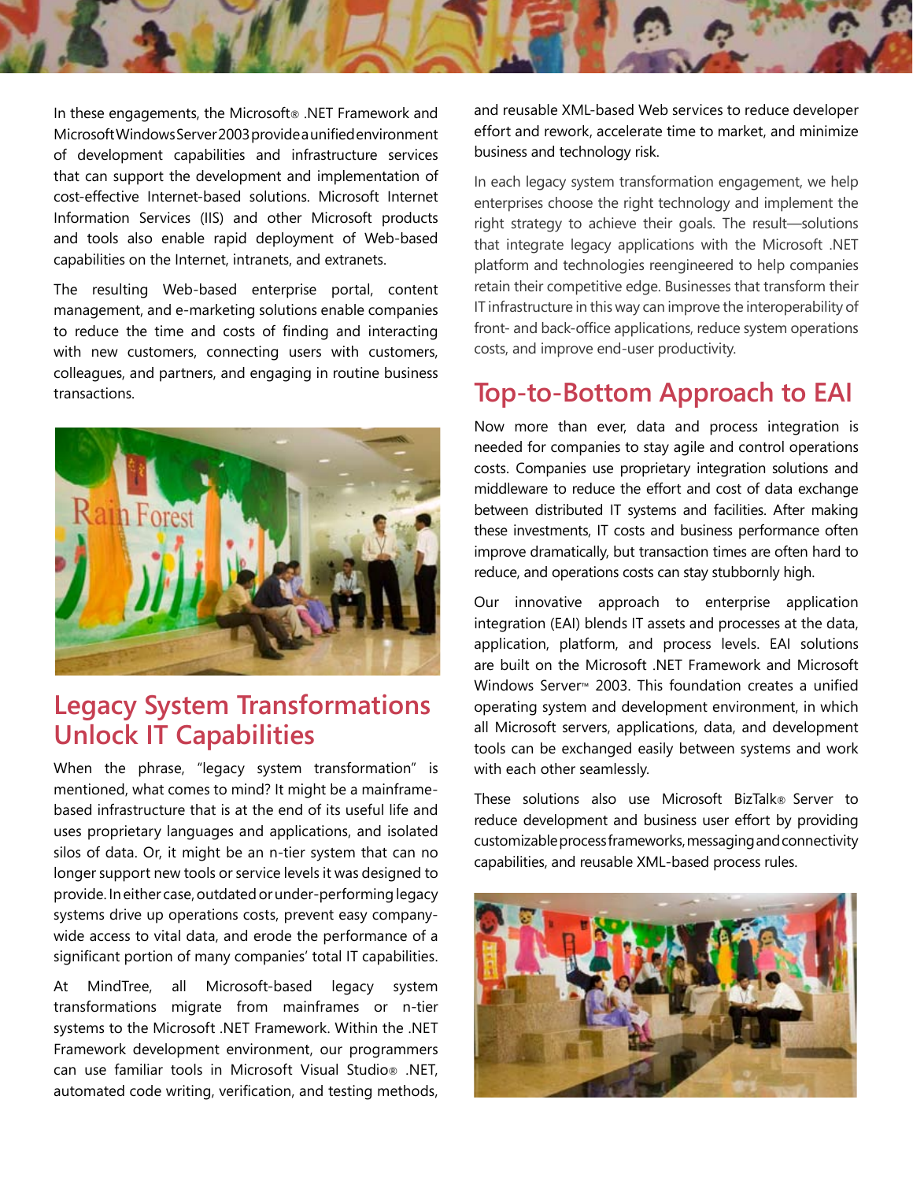In these engagements, the Microsoft® .NET Framework and Microsoft Windows Server 2003 provide a unified environment of development capabilities and infrastructure services that can support the development and implementation of cost-effective Internet-based solutions. Microsoft Internet Information Services (IIS) and other Microsoft products and tools also enable rapid deployment of Web-based capabilities on the Internet, intranets, and extranets.

The resulting Web-based enterprise portal, content management, and e-marketing solutions enable companies to reduce the time and costs of finding and interacting with new customers, connecting users with customers, colleagues, and partners, and engaging in routine business transactions.

## Legacy System Transformations Unlock IT Capabilities

When the phrase, "legacy system transformation" is mentioned, what comes to mind? It might be a mainframe-based infrastructure that is at the end of its useful life and uses proprietary languages and applications, and isolated silos of data. Or, it might be an n-tier system that can no longer support new tools or service levels it was designed to provide. In either case, outdated or under-performing legacy systems drive up operations costs, prevent easy company-wide access to vital data, and erode the performance of a significant portion of many companies' total IT capabilities.

At MindTree, all Microsoft-based legacy system transformations migrate from mainframes or n-tier systems to the Microsoft .NET Framework. Within the .NET Framework development environment, our programmers can use familiar tools in Microsoft Visual Studio® .NET, automated code writing, verification, and testing methods, and reusable XML-based Web services to reduce developer effort and rework, accelerate time to market, and minimize business and technology risk.

In each legacy system transformation engagement, we help enterprises choose the right technology and implement the right strategy to achieve their goals. The result—solutions that integrate legacy applications with the Microsoft .NET platform and technologies reengineered to help companies retain their competitive edge. Businesses that transform their IT infrastructure in this way can improve the interoperability of front- and back-office applications, reduce system operations costs, and improve end-user productivity.

## Top-to-Bottom Approach to EAI

Now more than ever, data and process integration is needed for companies to stay agile and control operations costs. Companies use proprietary integration solutions and middleware to reduce the effort and cost of data exchange between distributed IT systems and facilities. After making these investments, IT costs and business performance often improve dramatically, but transaction times are often hard to reduce, and operations costs can stay stubbornly high.

Our innovative approach to enterprise application integration (EAI) blends IT assets and processes at the data, application, platform, and process levels. EAI solutions are built on the Microsoft .NET Framework and Microsoft Windows Server™ 2003. This foundation creates a unified operating system and development environment, in which all Microsoft servers, applications, data, and development tools can be exchanged easily between systems and work with each other seamlessly.

These solutions also use Microsoft BizTalk® Server to reduce development and business user effort by providing customizable process frameworks, messaging and connectivity capabilities, and reusable XML-based process rules.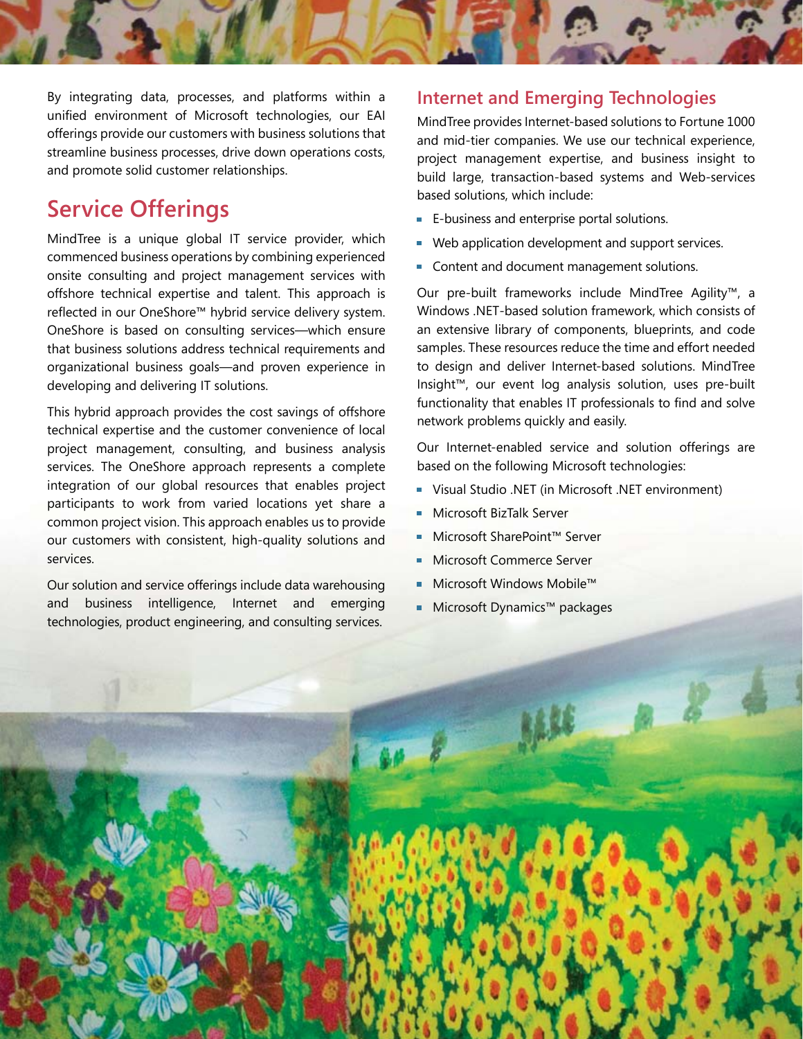By integrating data, processes, and platforms within a unified environment of Microsoft technologies, our EAI offerings provide our customers with business solutions that streamline business processes, drive down operations costs, and promote solid customer relationships.

## Service Offerings

MindTree is a unique global IT service provider, which commenced business operations by combining experienced onsite consulting and project management services with offshore technical expertise and talent. This approach is reflected in our OneShore™ hybrid service delivery system. OneShore is based on consulting services—which ensure that business solutions address technical requirements and organizational business goals—and proven experience in developing and delivering IT solutions.

This hybrid approach provides the cost savings of offshore technical expertise and the customer convenience of local project management, consulting, and business analysis services. The OneShore approach represents a complete integration of our global resources that enables project participants to work from varied locations yet share a common project vision. This approach enables us to provide our customers with consistent, high-quality solutions and services.

Our solution and service offerings include data warehousing and business intelligence, Internet and emerging technologies, product engineering, and consulting services.

### Internet and Emerging Technologies

MindTree provides Internet-based solutions to Fortune 1000 and mid-tier companies. We use our technical experience, project management expertise, and business insight to build large, transaction-based systems and Web-services based solutions, which include:

- E-business and enterprise portal solutions.
- Web application development and support services.
- Content and document management solutions.

Our pre-built frameworks include MindTree Agility™, a Windows .NET-based solution framework, which consists of an extensive library of components, blueprints, and code samples. These resources reduce the time and effort needed to design and deliver Internet-based solutions. MindTree Insight™, our event log analysis solution, uses pre-built functionality that enables IT professionals to find and solve network problems quickly and easily.

Our Internet-enabled service and solution offerings are based on the following Microsoft technologies:

- Visual Studio .NET (in Microsoft .NET environment)
- Microsoft BizTalk Server
- Microsoft SharePoint™ Server
- Microsoft Commerce Server
- Microsoft Windows Mobile™
- Microsoft Dynamics™ packages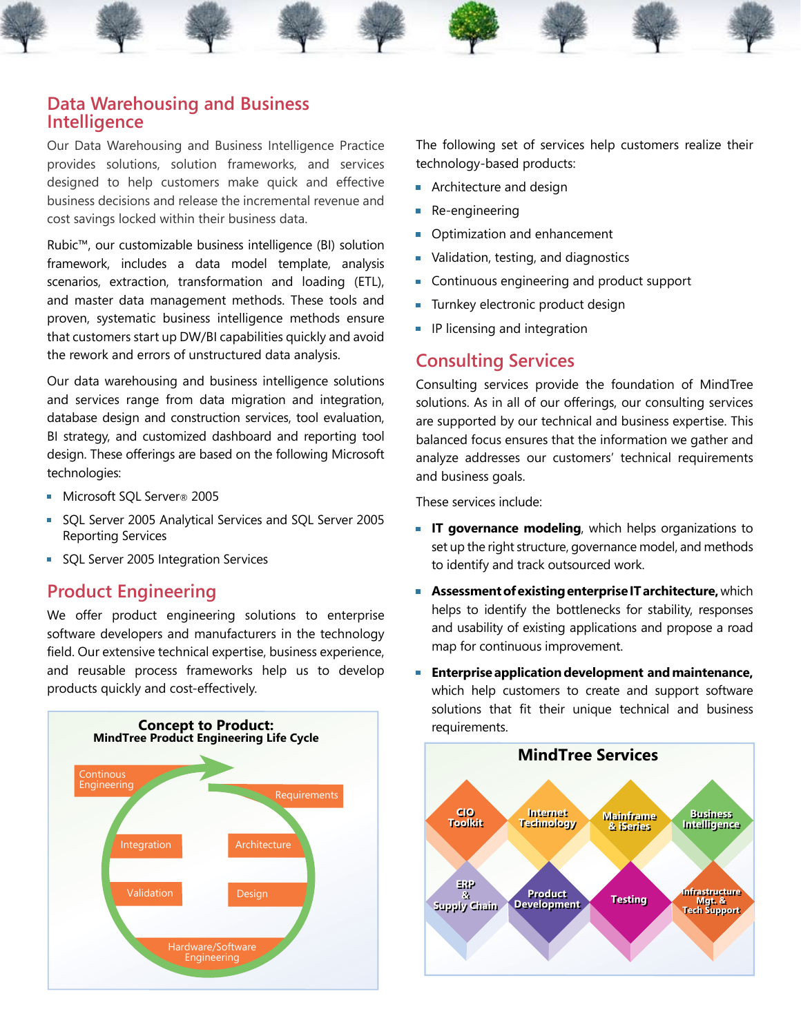## Data Warehousing and Business Intelligence

Our Data Warehousing and Business Intelligence Practice provides solutions, solution frameworks, and services designed to help customers make quick and effective business decisions and release the incremental revenue and cost savings locked within their business data.

Rubic™, our customizable business intelligence (BI) solution framework, includes a data model template, analysis scenarios, extraction, transformation and loading (ETL), and master data management methods. These tools and proven, systematic business intelligence methods ensure that customers start up DW/BI capabilities quickly and avoid the rework and errors of unstructured data analysis.

Our data warehousing and business intelligence solutions and services range from data migration and integration, database design and construction services, tool evaluation, BI strategy, and customized dashboard and reporting tool design. These offerings are based on the following Microsoft technologies:

- Microsoft SQL Server® 2005
- SQL Server 2005 Analytical Services and SQL Server 2005 Reporting Services
- SQL Server 2005 Integration Services

## Product Engineering

We offer product engineering solutions to enterprise software developers and manufacturers in the technology field. Our extensive technical expertise, business experience, and reusable process frameworks help us to develop products quickly and cost-effectively.

**Concept to Product:**
**MindTree Product Engineering Life Cycle**

Continous Engineering, Requirements, Integration, Architecture, Validation, Design, Hardware/Software Engineering

The following set of services help customers realize their technology-based products:

- Architecture and design
- Re-engineering
- Optimization and enhancement
- Validation, testing, and diagnostics
- Continuous engineering and product support
- Turnkey electronic product design
- IP licensing and integration

## Consulting Services

Consulting services provide the foundation of MindTree solutions. As in all of our offerings, our consulting services are supported by our technical and business expertise. This balanced focus ensures that the information we gather and analyze addresses our customers' technical requirements and business goals.

These services include:

- **IT governance modeling**, which helps organizations to set up the right structure, governance model, and methods to identify and track outsourced work.
- **Assessment of existing enterprise IT architecture,** which helps to identify the bottlenecks for stability, responses and usability of existing applications and propose a road map for continuous improvement.
- **Enterprise application development and maintenance,** which help customers to create and support software solutions that fit their unique technical and business requirements.

**MindTree Services**

CIO Toolkit, Internet Technology, Mainframe & iSeries, Business Intelligence, ERP & Supply Chain, Product Development, Testing, Infrastructure Mgt. & Tech Support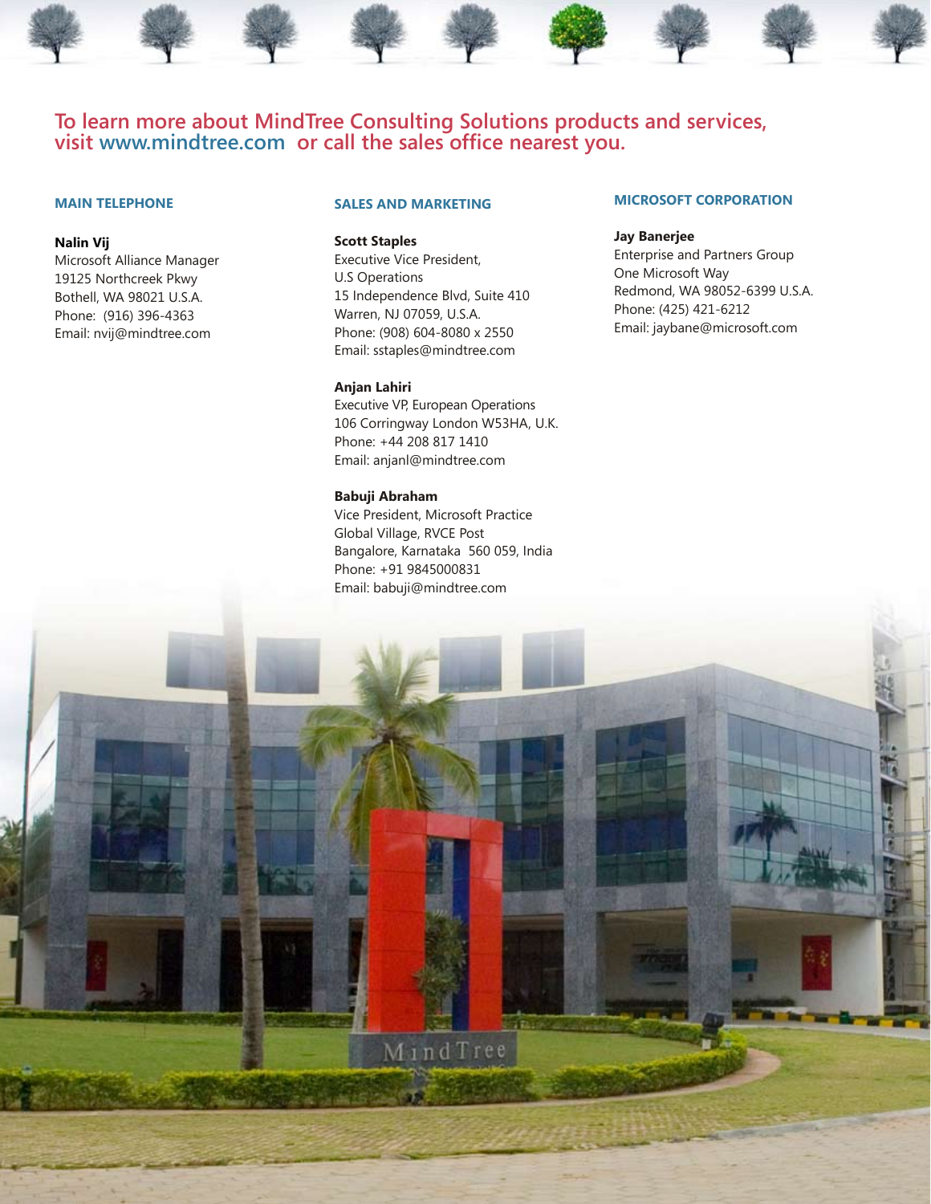**To learn more about MindTree Consulting Solutions products and services, visit www.mindtree.com or call the sales office nearest you.**

### MAIN TELEPHONE

**Nalin Vij**
Microsoft Alliance Manager
19125 Northcreek Pkwy
Bothell, WA 98021 U.S.A.
Phone: (916) 396-4363
Email: nvij@mindtree.com

### SALES AND MARKETING

**Scott Staples**
Executive Vice President,
U.S Operations
15 Independence Blvd, Suite 410
Warren, NJ 07059, U.S.A.
Phone: (908) 604-8080 x 2550
Email: sstaples@mindtree.com

**Anjan Lahiri**
Executive VP, European Operations
106 Corringway London W53HA, U.K.
Phone: +44 208 817 1410
Email: anjanl@mindtree.com

**Babuji Abraham**
Vice President, Microsoft Practice
Global Village, RVCE Post
Bangalore, Karnataka 560 059, India
Phone: +91 9845000831
Email: babuji@mindtree.com

### MICROSOFT CORPORATION

**Jay Banerjee**
Enterprise and Partners Group
One Microsoft Way
Redmond, WA 98052-6399 U.S.A.
Phone: (425) 421-6212
Email: jaybane@microsoft.com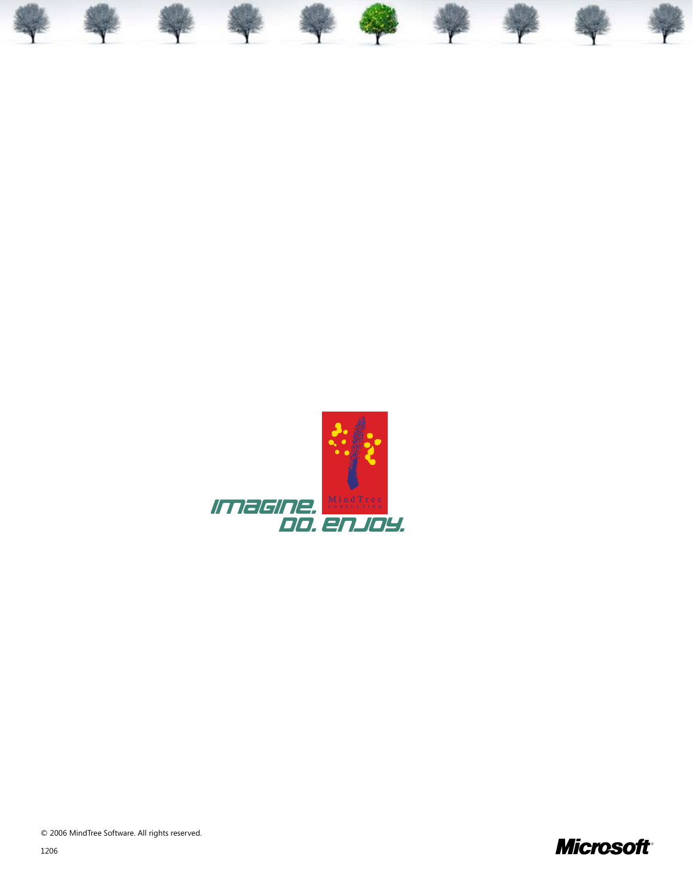IMAGINE.
DO. ENJOY.

MindTree
CONSULTING

© 2006 MindTree Software. All rights reserved.

1206

Microsoft